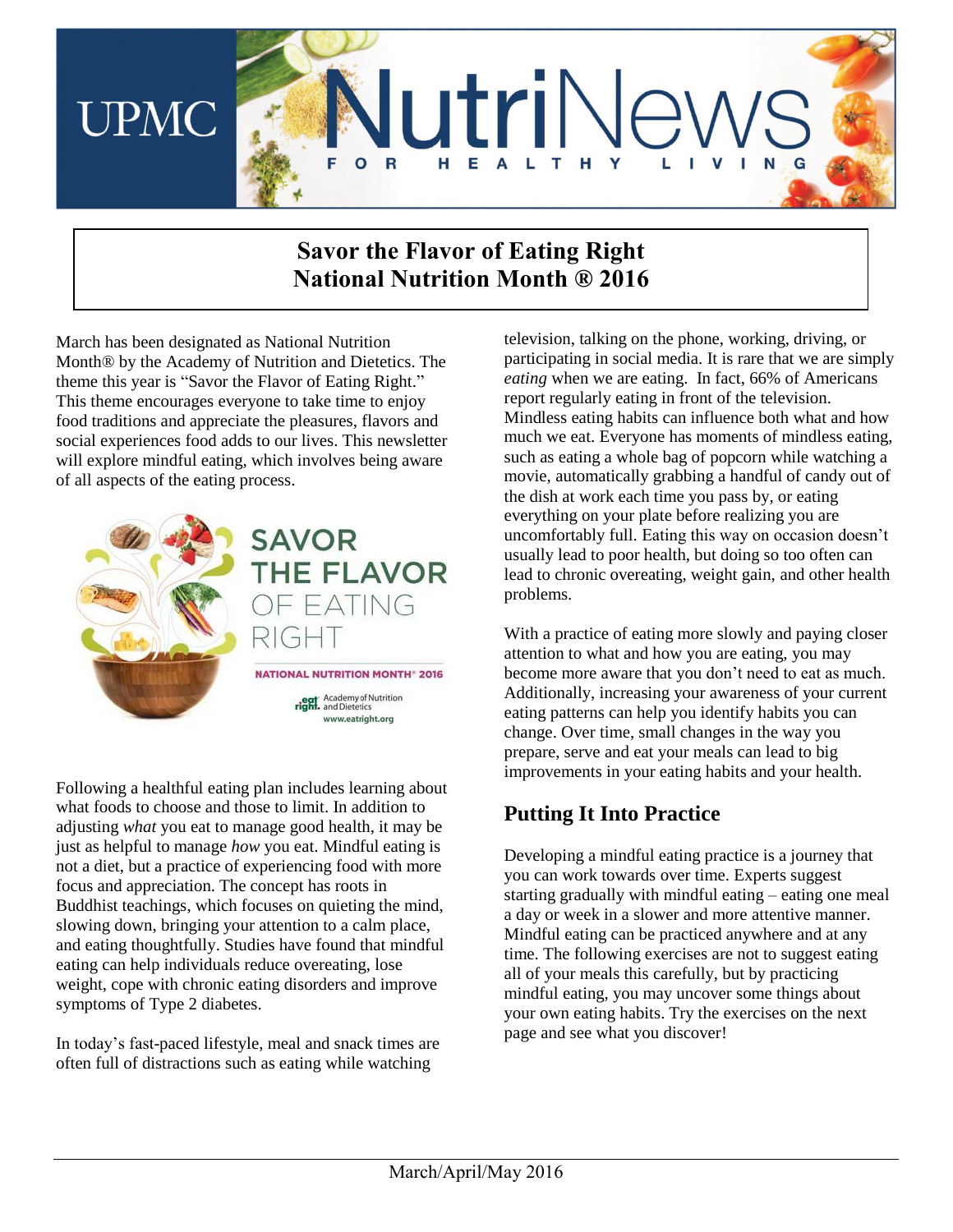# UPMC NutriNews

FOR HEALTHY LIVING

## Savor the Flavor of Eating Right
## National Nutrition Month ® 2016

March has been designated as National Nutrition Month® by the Academy of Nutrition and Dietetics. The theme this year is "Savor the Flavor of Eating Right." This theme encourages everyone to take time to enjoy food traditions and appreciate the pleasures, flavors and social experiences food adds to our lives. This newsletter will explore mindful eating, which involves being aware of all aspects of the eating process.

SAVOR THE FLAVOR OF EATING RIGHT

NATIONAL NUTRITION MONTH® 2016

eat right. Academy of Nutrition and Dietetics
www.eatright.org

Following a healthful eating plan includes learning about what foods to choose and those to limit. In addition to adjusting *what* you eat to manage good health, it may be just as helpful to manage *how* you eat. Mindful eating is not a diet, but a practice of experiencing food with more focus and appreciation. The concept has roots in Buddhist teachings, which focuses on quieting the mind, slowing down, bringing your attention to a calm place, and eating thoughtfully. Studies have found that mindful eating can help individuals reduce overeating, lose weight, cope with chronic eating disorders and improve symptoms of Type 2 diabetes.

In today's fast-paced lifestyle, meal and snack times are often full of distractions such as eating while watching television, talking on the phone, working, driving, or participating in social media. It is rare that we are simply *eating* when we are eating. In fact, 66% of Americans report regularly eating in front of the television. Mindless eating habits can influence both what and how much we eat. Everyone has moments of mindless eating, such as eating a whole bag of popcorn while watching a movie, automatically grabbing a handful of candy out of the dish at work each time you pass by, or eating everything on your plate before realizing you are uncomfortably full. Eating this way on occasion doesn't usually lead to poor health, but doing so too often can lead to chronic overeating, weight gain, and other health problems.

With a practice of eating more slowly and paying closer attention to what and how you are eating, you may become more aware that you don't need to eat as much. Additionally, increasing your awareness of your current eating patterns can help you identify habits you can change. Over time, small changes in the way you prepare, serve and eat your meals can lead to big improvements in your eating habits and your health.

## Putting It Into Practice

Developing a mindful eating practice is a journey that you can work towards over time. Experts suggest starting gradually with mindful eating – eating one meal a day or week in a slower and more attentive manner. Mindful eating can be practiced anywhere and at any time. The following exercises are not to suggest eating all of your meals this carefully, but by practicing mindful eating, you may uncover some things about your own eating habits. Try the exercises on the next page and see what you discover!

March/April/May 2016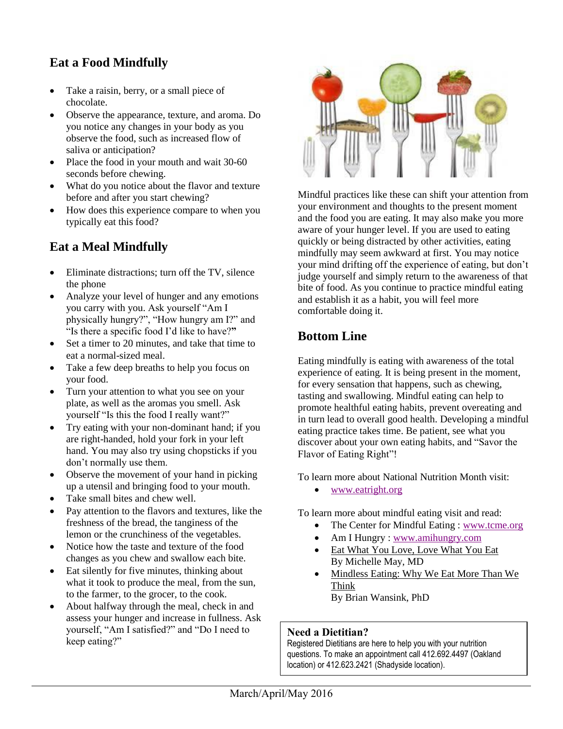## Eat a Food Mindfully

- Take a raisin, berry, or a small piece of chocolate.
- Observe the appearance, texture, and aroma. Do you notice any changes in your body as you observe the food, such as increased flow of saliva or anticipation?
- Place the food in your mouth and wait 30-60 seconds before chewing.
- What do you notice about the flavor and texture before and after you start chewing?
- How does this experience compare to when you typically eat this food?

## Eat a Meal Mindfully

- Eliminate distractions; turn off the TV, silence the phone
- Analyze your level of hunger and any emotions you carry with you. Ask yourself "Am I physically hungry?", "How hungry am I?" and "Is there a specific food I'd like to have?"
- Set a timer to 20 minutes, and take that time to eat a normal-sized meal.
- Take a few deep breaths to help you focus on your food.
- Turn your attention to what you see on your plate, as well as the aromas you smell. Ask yourself "Is this the food I really want?"
- Try eating with your non-dominant hand; if you are right-handed, hold your fork in your left hand. You may also try using chopsticks if you don't normally use them.
- Observe the movement of your hand in picking up a utensil and bringing food to your mouth.
- Take small bites and chew well.
- Pay attention to the flavors and textures, like the freshness of the bread, the tanginess of the lemon or the crunchiness of the vegetables.
- Notice how the taste and texture of the food changes as you chew and swallow each bite.
- Eat silently for five minutes, thinking about what it took to produce the meal, from the sun, to the farmer, to the grocer, to the cook.
- About halfway through the meal, check in and assess your hunger and increase in fullness. Ask yourself, "Am I satisfied?" and "Do I need to keep eating?"

Mindful practices like these can shift your attention from your environment and thoughts to the present moment and the food you are eating. It may also make you more aware of your hunger level. If you are used to eating quickly or being distracted by other activities, eating mindfully may seem awkward at first. You may notice your mind drifting off the experience of eating, but don't judge yourself and simply return to the awareness of that bite of food. As you continue to practice mindful eating and establish it as a habit, you will feel more comfortable doing it.

## Bottom Line

Eating mindfully is eating with awareness of the total experience of eating. It is being present in the moment, for every sensation that happens, such as chewing, tasting and swallowing. Mindful eating can help to promote healthful eating habits, prevent overeating and in turn lead to overall good health. Developing a mindful eating practice takes time. Be patient, see what you discover about your own eating habits, and "Savor the Flavor of Eating Right"!

To learn more about National Nutrition Month visit:

- www.eatright.org

To learn more about mindful eating visit and read:

- The Center for Mindful Eating : www.tcme.org
- Am I Hungry : www.amihungry.com
- Eat What You Love, Love What You Eat
  By Michelle May, MD
- Mindless Eating: Why We Eat More Than We Think
  By Brian Wansink, PhD

**Need a Dietitian?**
Registered Dietitians are here to help you with your nutrition questions. To make an appointment call 412.692.4497 (Oakland location) or 412.623.2421 (Shadyside location).

March/April/May 2016